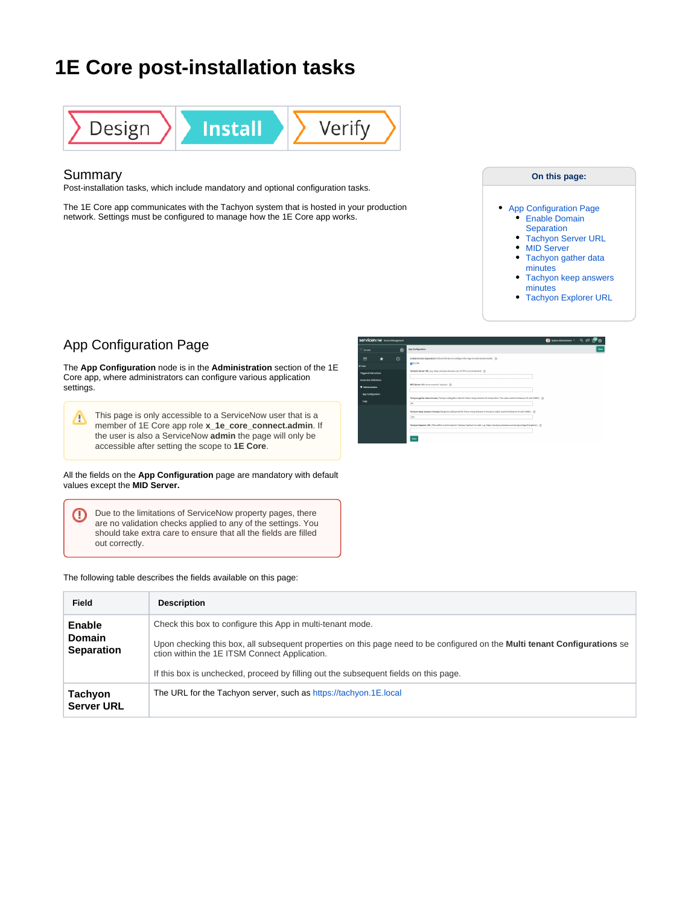# 1E Core post-installation tasks

Design | Install | Verify

## Summary

Post-installation tasks, which include mandatory and optional configuration tasks.

The 1E Core app communicates with the Tachyon system that is hosted in your production network. Settings must be configured to manage how the 1E Core app works.

**On this page:**

- App Configuration Page
  - Enable Domain Separation
  - Tachyon Server URL
  - MID Server
  - Tachyon gather data minutes
  - Tachyon keep answers minutes
  - Tachyon Explorer URL

## App Configuration Page

The **App Configuration** node is in the **Administration** section of the 1E Core app, where administrators can configure various application settings.

> This page is only accessible to a ServiceNow user that is a member of 1E Core app role **x_1e_core_connect.admin**. If the user is also a ServiceNow **admin** the page will only be accessible after setting the scope to **1E Core**.

All the fields on the **App Configuration** page are mandatory with default values except the **MID Server.**

> Due to the limitations of ServiceNow property pages, there are no validation checks applied to any of the settings. You should take extra care to ensure that all the fields are filled out correctly.

The following table describes the fields available on this page:

| Field | Description |
|---|---|
| **Enable Domain Separation** | Check this box to configure this App in multi-tenant mode.<br><br>Upon checking this box, all subsequent properties on this page need to be configured on the **Multi tenant Configurations** section within the 1E ITSM Connect Application.<br><br>If this box is unchecked, proceed by filling out the subsequent fields on this page. |
| **Tachyon Server URL** | The URL for the Tachyon server, such as https://tachyon.1E.local |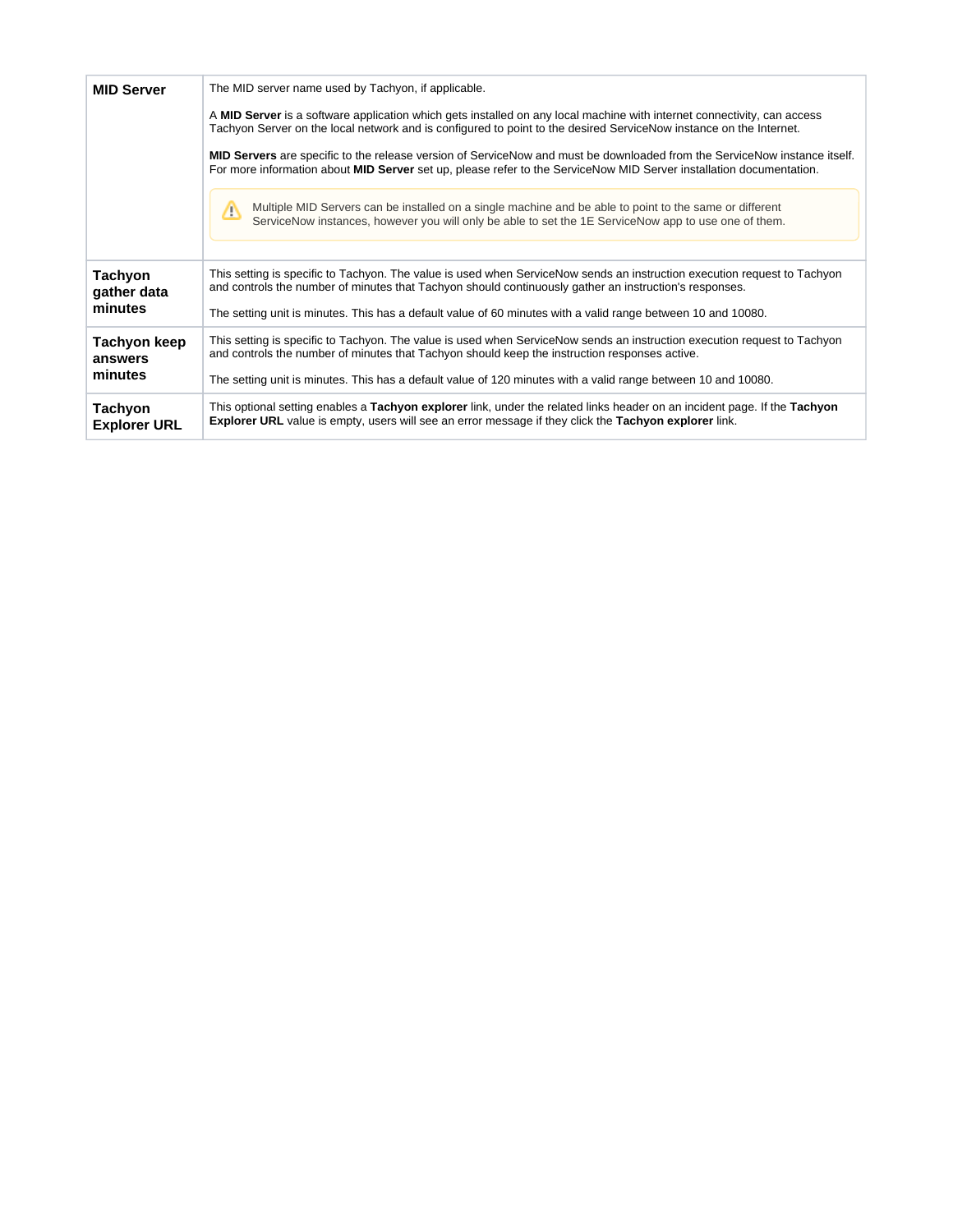| | |
|---|---|
| **MID Server** | The MID server name used by Tachyon, if applicable.<br><br>A **MID Server** is a software application which gets installed on any local machine with internet connectivity, can access Tachyon Server on the local network and is configured to point to the desired ServiceNow instance on the Internet.<br><br>**MID Servers** are specific to the release version of ServiceNow and must be downloaded from the ServiceNow instance itself. For more information about **MID Server** set up, please refer to the ServiceNow MID Server installation documentation.<br><br>Multiple MID Servers can be installed on a single machine and be able to point to the same or different ServiceNow instances, however you will only be able to set the 1E ServiceNow app to use one of them. |
| **Tachyon gather data minutes** | This setting is specific to Tachyon. The value is used when ServiceNow sends an instruction execution request to Tachyon and controls the number of minutes that Tachyon should continuously gather an instruction's responses.<br><br>The setting unit is minutes. This has a default value of 60 minutes with a valid range between 10 and 10080. |
| **Tachyon keep answers minutes** | This setting is specific to Tachyon. The value is used when ServiceNow sends an instruction execution request to Tachyon and controls the number of minutes that Tachyon should keep the instruction responses active.<br><br>The setting unit is minutes. This has a default value of 120 minutes with a valid range between 10 and 10080. |
| **Tachyon Explorer URL** | This optional setting enables a **Tachyon explorer** link, under the related links header on an incident page. If the **Tachyon Explorer URL** value is empty, users will see an error message if they click the **Tachyon explorer** link. |